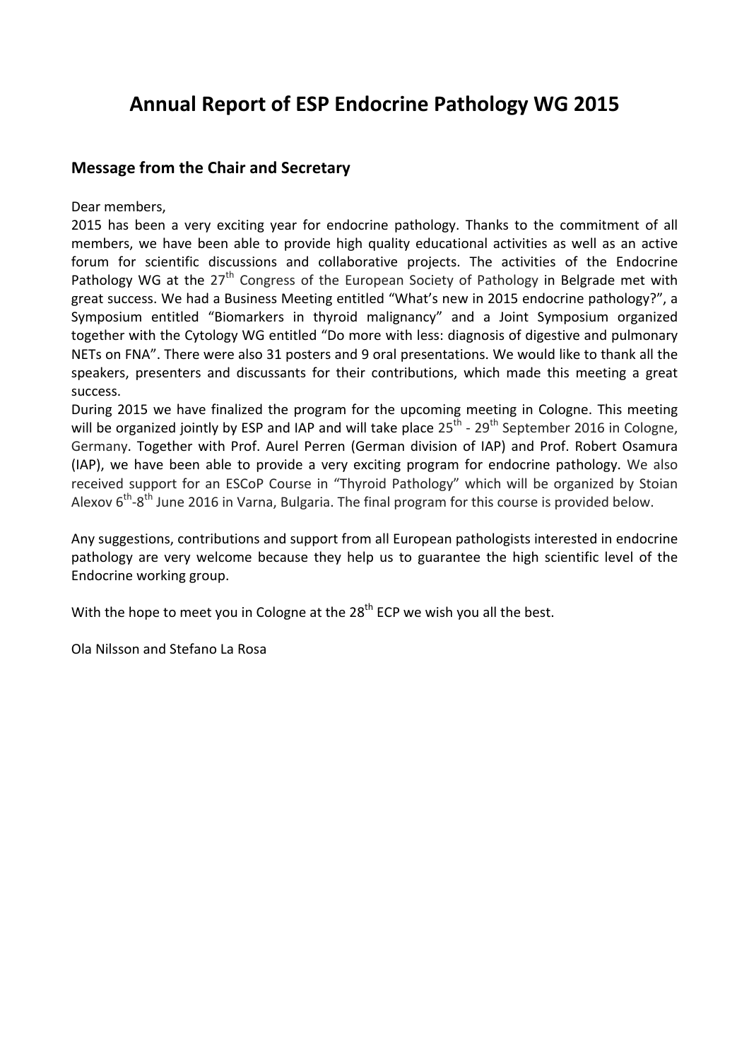# Annual Report of ESP Endocrine Pathology WG 2015

## Message from the Chair and Secretary

Dear members,
2015 has been a very exciting year for endocrine pathology. Thanks to the commitment of all members, we have been able to provide high quality educational activities as well as an active forum for scientific discussions and collaborative projects. The activities of the Endocrine Pathology WG at the 27$^{th}$ Congress of the European Society of Pathology in Belgrade met with great success. We had a Business Meeting entitled "What's new in 2015 endocrine pathology?", a Symposium entitled "Biomarkers in thyroid malignancy" and a Joint Symposium organized together with the Cytology WG entitled "Do more with less: diagnosis of digestive and pulmonary NETs on FNA". There were also 31 posters and 9 oral presentations. We would like to thank all the speakers, presenters and discussants for their contributions, which made this meeting a great success.
During 2015 we have finalized the program for the upcoming meeting in Cologne. This meeting will be organized jointly by ESP and IAP and will take place 25$^{th}$ - 29$^{th}$ September 2016 in Cologne, Germany. Together with Prof. Aurel Perren (German division of IAP) and Prof. Robert Osamura (IAP), we have been able to provide a very exciting program for endocrine pathology. We also received support for an ESCoP Course in "Thyroid Pathology" which will be organized by Stoian Alexov 6$^{th}$-8$^{th}$ June 2016 in Varna, Bulgaria. The final program for this course is provided below.

Any suggestions, contributions and support from all European pathologists interested in endocrine pathology are very welcome because they help us to guarantee the high scientific level of the Endocrine working group.

With the hope to meet you in Cologne at the 28$^{th}$ ECP we wish you all the best.

Ola Nilsson and Stefano La Rosa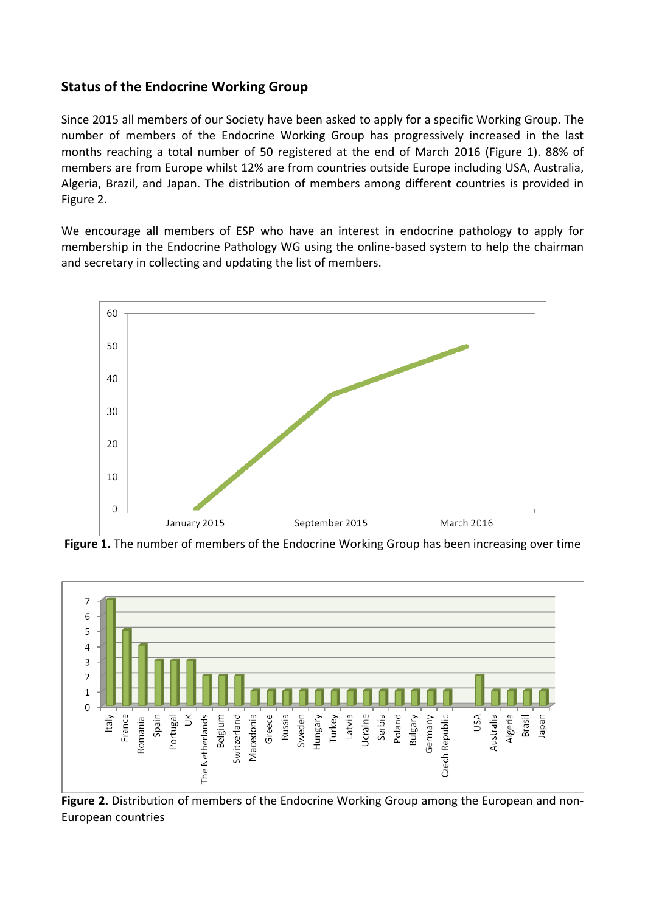## Status of the Endocrine Working Group

Since 2015 all members of our Society have been asked to apply for a specific Working Group. The number of members of the Endocrine Working Group has progressively increased in the last months reaching a total number of 50 registered at the end of March 2016 (Figure 1). 88% of members are from Europe whilst 12% are from countries outside Europe including USA, Australia, Algeria, Brazil, and Japan. The distribution of members among different countries is provided in Figure 2.

We encourage all members of ESP who have an interest in endocrine pathology to apply for membership in the Endocrine Pathology WG using the online-based system to help the chairman and secretary in collecting and updating the list of members.

**Figure 1.** The number of members of the Endocrine Working Group has been increasing over time

**Figure 2.** Distribution of members of the Endocrine Working Group among the European and non-European countries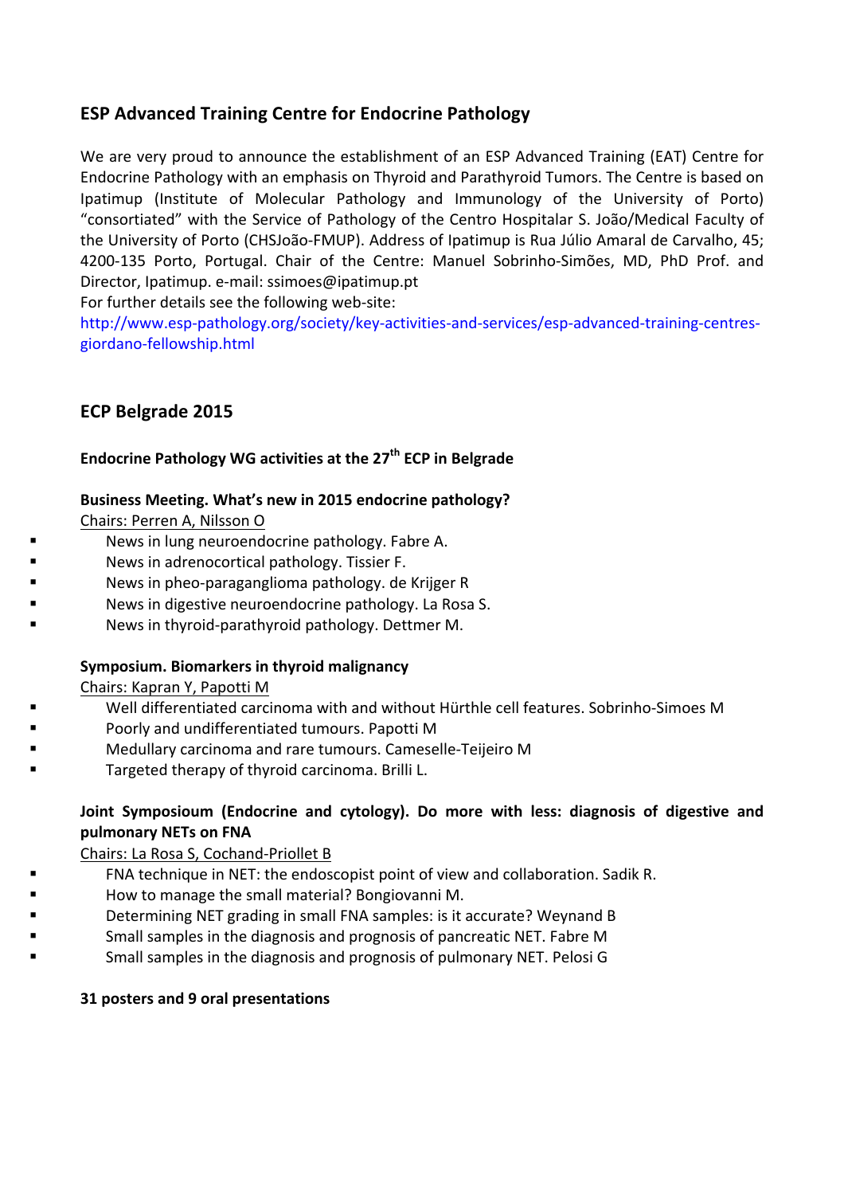## ESP Advanced Training Centre for Endocrine Pathology

We are very proud to announce the establishment of an ESP Advanced Training (EAT) Centre for Endocrine Pathology with an emphasis on Thyroid and Parathyroid Tumors. The Centre is based on Ipatimup (Institute of Molecular Pathology and Immunology of the University of Porto) "consortiated" with the Service of Pathology of the Centro Hospitalar S. João/Medical Faculty of the University of Porto (CHSJoão-FMUP). Address of Ipatimup is Rua Júlio Amaral de Carvalho, 45; 4200-135 Porto, Portugal. Chair of the Centre: Manuel Sobrinho-Simões, MD, PhD Prof. and Director, Ipatimup. e-mail: ssimoes@ipatimup.pt

For further details see the following web-site:
http://www.esp-pathology.org/society/key-activities-and-services/esp-advanced-training-centres-giordano-fellowship.html

## ECP Belgrade 2015

### Endocrine Pathology WG activities at the 27th ECP in Belgrade

**Business Meeting. What's new in 2015 endocrine pathology?**

Chairs: Perren A, Nilsson O

- News in lung neuroendocrine pathology. Fabre A.
- News in adrenocortical pathology. Tissier F.
- News in pheo-paraganglioma pathology. de Krijger R
- News in digestive neuroendocrine pathology. La Rosa S.
- News in thyroid-parathyroid pathology. Dettmer M.

**Symposium. Biomarkers in thyroid malignancy**

Chairs: Kapran Y, Papotti M

- Well differentiated carcinoma with and without Hürthle cell features. Sobrinho-Simoes M
- Poorly and undifferentiated tumours. Papotti M
- Medullary carcinoma and rare tumours. Cameselle-Teijeiro M
- Targeted therapy of thyroid carcinoma. Brilli L.

**Joint Symposioum (Endocrine and cytology). Do more with less: diagnosis of digestive and pulmonary NETs on FNA**

Chairs: La Rosa S, Cochand-Priollet B

- FNA technique in NET: the endoscopist point of view and collaboration. Sadik R.
- How to manage the small material? Bongiovanni M.
- Determining NET grading in small FNA samples: is it accurate? Weynand B
- Small samples in the diagnosis and prognosis of pancreatic NET. Fabre M
- Small samples in the diagnosis and prognosis of pulmonary NET. Pelosi G

**31 posters and 9 oral presentations**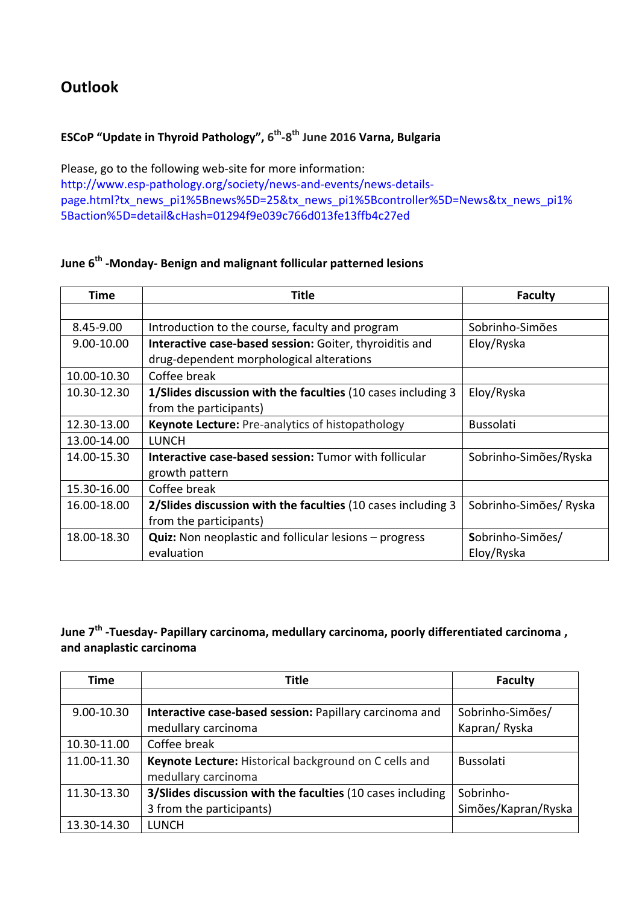## Outlook

### ESCoP "Update in Thyroid Pathology", 6th-8th June 2016 Varna, Bulgaria

Please, go to the following web-site for more information:
http://www.esp-pathology.org/society/news-and-events/news-details-page.html?tx_news_pi1%5Bnews%5D=25&tx_news_pi1%5Bcontroller%5D=News&tx_news_pi1%5Baction%5D=detail&cHash=01294f9e039c766d013fe13ffb4c27ed

### June 6th -Monday- Benign and malignant follicular patterned lesions

| Time | Title | Faculty |
|---|---|---|
| | | |
| 8.45-9.00 | Introduction to the course, faculty and program | Sobrinho-Simões |
| 9.00-10.00 | **Interactive case-based session:** Goiter, thyroiditis and drug-dependent morphological alterations | Eloy/Ryska |
| 10.00-10.30 | Coffee break | |
| 10.30-12.30 | **1/Slides discussion with the faculties** (10 cases including 3 from the participants) | Eloy/Ryska |
| 12.30-13.00 | **Keynote Lecture:** Pre-analytics of histopathology | Bussolati |
| 13.00-14.00 | LUNCH | |
| 14.00-15.30 | **Interactive case-based session:** Tumor with follicular growth pattern | Sobrinho-Simões/Ryska |
| 15.30-16.00 | Coffee break | |
| 16.00-18.00 | **2/Slides discussion with the faculties** (10 cases including 3 from the participants) | Sobrinho-Simões/ Ryska |
| 18.00-18.30 | **Quiz:** Non neoplastic and follicular lesions – progress evaluation | Sobrinho-Simões/ Eloy/Ryska |

### June 7th -Tuesday- Papillary carcinoma, medullary carcinoma, poorly differentiated carcinoma , and anaplastic carcinoma

| Time | Title | Faculty |
|---|---|---|
| | | |
| 9.00-10.30 | **Interactive case-based session:** Papillary carcinoma and medullary carcinoma | Sobrinho-Simões/ Kapran/ Ryska |
| 10.30-11.00 | Coffee break | |
| 11.00-11.30 | **Keynote Lecture:** Historical background on C cells and medullary carcinoma | Bussolati |
| 11.30-13.30 | **3/Slides discussion with the faculties** (10 cases including 3 from the participants) | Sobrinho-Simões/Kapran/Ryska |
| 13.30-14.30 | LUNCH | |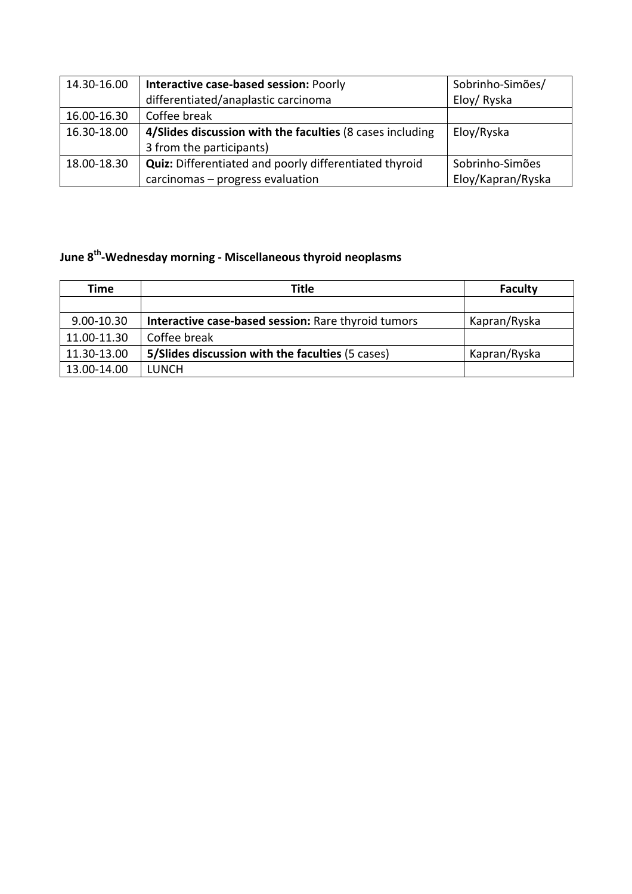| | | |
|---|---|---|
| 14.30-16.00 | **Interactive case-based session:** Poorly differentiated/anaplastic carcinoma | Sobrinho-Simões/ Eloy/ Ryska |
| 16.00-16.30 | Coffee break | |
| 16.30-18.00 | **4/Slides discussion with the faculties** (8 cases including 3 from the participants) | Eloy/Ryska |
| 18.00-18.30 | **Quiz:** Differentiated and poorly differentiated thyroid carcinomas – progress evaluation | Sobrinho-Simões Eloy/Kapran/Ryska |

**June 8th-Wednesday morning - Miscellaneous thyroid neoplasms**

| Time | Title | Faculty |
|---|---|---|
| | | |
| 9.00-10.30 | **Interactive case-based session:** Rare thyroid tumors | Kapran/Ryska |
| 11.00-11.30 | Coffee break | |
| 11.30-13.00 | **5/Slides discussion with the faculties** (5 cases) | Kapran/Ryska |
| 13.00-14.00 | LUNCH | |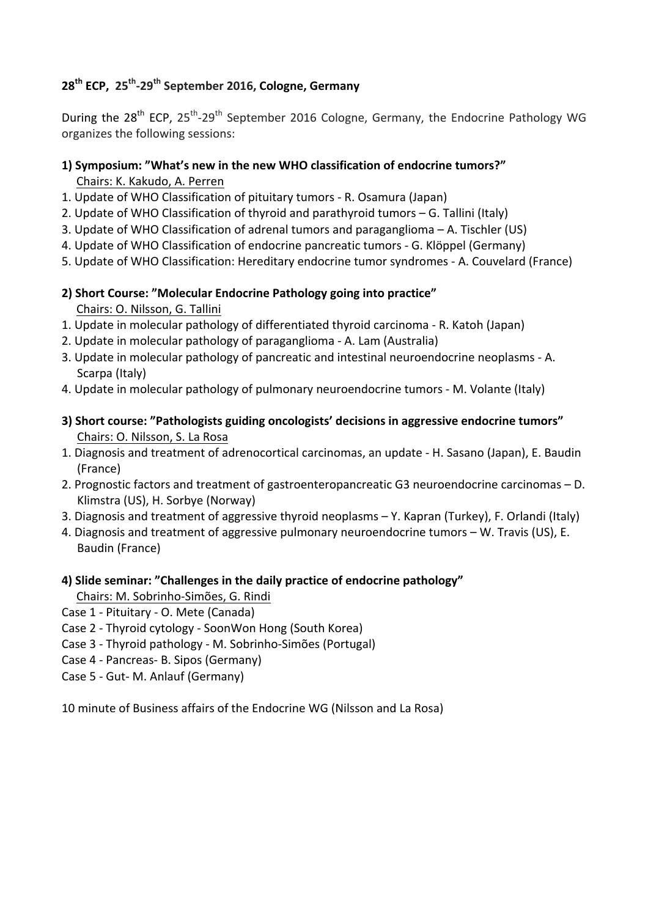**28th ECP, 25th-29th September 2016, Cologne, Germany**

During the 28th ECP, 25th-29th September 2016 Cologne, Germany, the Endocrine Pathology WG organizes the following sessions:

**1) Symposium: "What's new in the new WHO classification of endocrine tumors?"**

Chairs: K. Kakudo, A. Perren

1. Update of WHO Classification of pituitary tumors - R. Osamura (Japan)
2. Update of WHO Classification of thyroid and parathyroid tumors – G. Tallini (Italy)
3. Update of WHO Classification of adrenal tumors and paraganglioma – A. Tischler (US)
4. Update of WHO Classification of endocrine pancreatic tumors - G. Klöppel (Germany)
5. Update of WHO Classification: Hereditary endocrine tumor syndromes - A. Couvelard (France)

**2) Short Course: "Molecular Endocrine Pathology going into practice"**

Chairs: O. Nilsson, G. Tallini

1. Update in molecular pathology of differentiated thyroid carcinoma - R. Katoh (Japan)
2. Update in molecular pathology of paraganglioma - A. Lam (Australia)
3. Update in molecular pathology of pancreatic and intestinal neuroendocrine neoplasms - A. Scarpa (Italy)
4. Update in molecular pathology of pulmonary neuroendocrine tumors - M. Volante (Italy)

**3) Short course: "Pathologists guiding oncologists' decisions in aggressive endocrine tumors"**

Chairs: O. Nilsson, S. La Rosa

1. Diagnosis and treatment of adrenocortical carcinomas, an update - H. Sasano (Japan), E. Baudin (France)
2. Prognostic factors and treatment of gastroenteropancreatic G3 neuroendocrine carcinomas – D. Klimstra (US), H. Sorbye (Norway)
3. Diagnosis and treatment of aggressive thyroid neoplasms – Y. Kapran (Turkey), F. Orlandi (Italy)
4. Diagnosis and treatment of aggressive pulmonary neuroendocrine tumors – W. Travis (US), E. Baudin (France)

**4) Slide seminar: "Challenges in the daily practice of endocrine pathology"**

Chairs: M. Sobrinho-Simões, G. Rindi

Case 1 - Pituitary - O. Mete (Canada)
Case 2 - Thyroid cytology - SoonWon Hong (South Korea)
Case 3 - Thyroid pathology - M. Sobrinho-Simões (Portugal)
Case 4 - Pancreas- B. Sipos (Germany)
Case 5 - Gut- M. Anlauf (Germany)

10 minute of Business affairs of the Endocrine WG (Nilsson and La Rosa)